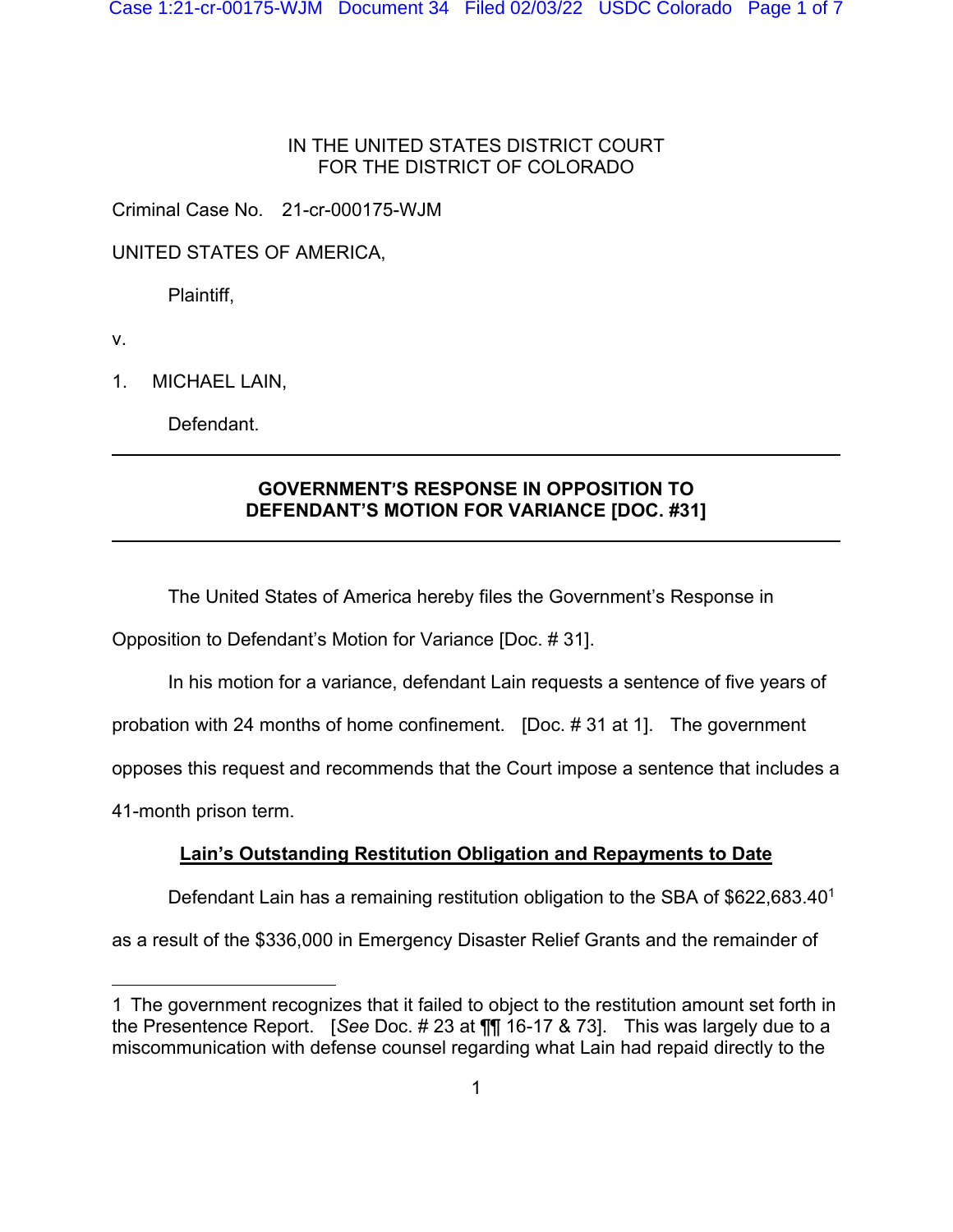IN THE UNITED STATES DISTRICT COURT
FOR THE DISTRICT OF COLORADO

Criminal Case No. 21-cr-000175-WJM

UNITED STATES OF AMERICA,

Plaintiff,

v.

1. MICHAEL LAIN,

Defendant.

---

**GOVERNMENT'S RESPONSE IN OPPOSITION TO DEFENDANT'S MOTION FOR VARIANCE [DOC. #31]**

---

The United States of America hereby files the Government's Response in Opposition to Defendant's Motion for Variance [Doc. # 31].

In his motion for a variance, defendant Lain requests a sentence of five years of probation with 24 months of home confinement. [Doc. # 31 at 1]. The government opposes this request and recommends that the Court impose a sentence that includes a 41-month prison term.

**Lain's Outstanding Restitution Obligation and Repayments to Date**

Defendant Lain has a remaining restitution obligation to the SBA of $622,683.40[1] as a result of the $336,000 in Emergency Disaster Relief Grants and the remainder of

---

1 The government recognizes that it failed to object to the restitution amount set forth in the Presentence Report. [*See* Doc. # 23 at ¶¶ 16-17 & 73]. This was largely due to a miscommunication with defense counsel regarding what Lain had repaid directly to the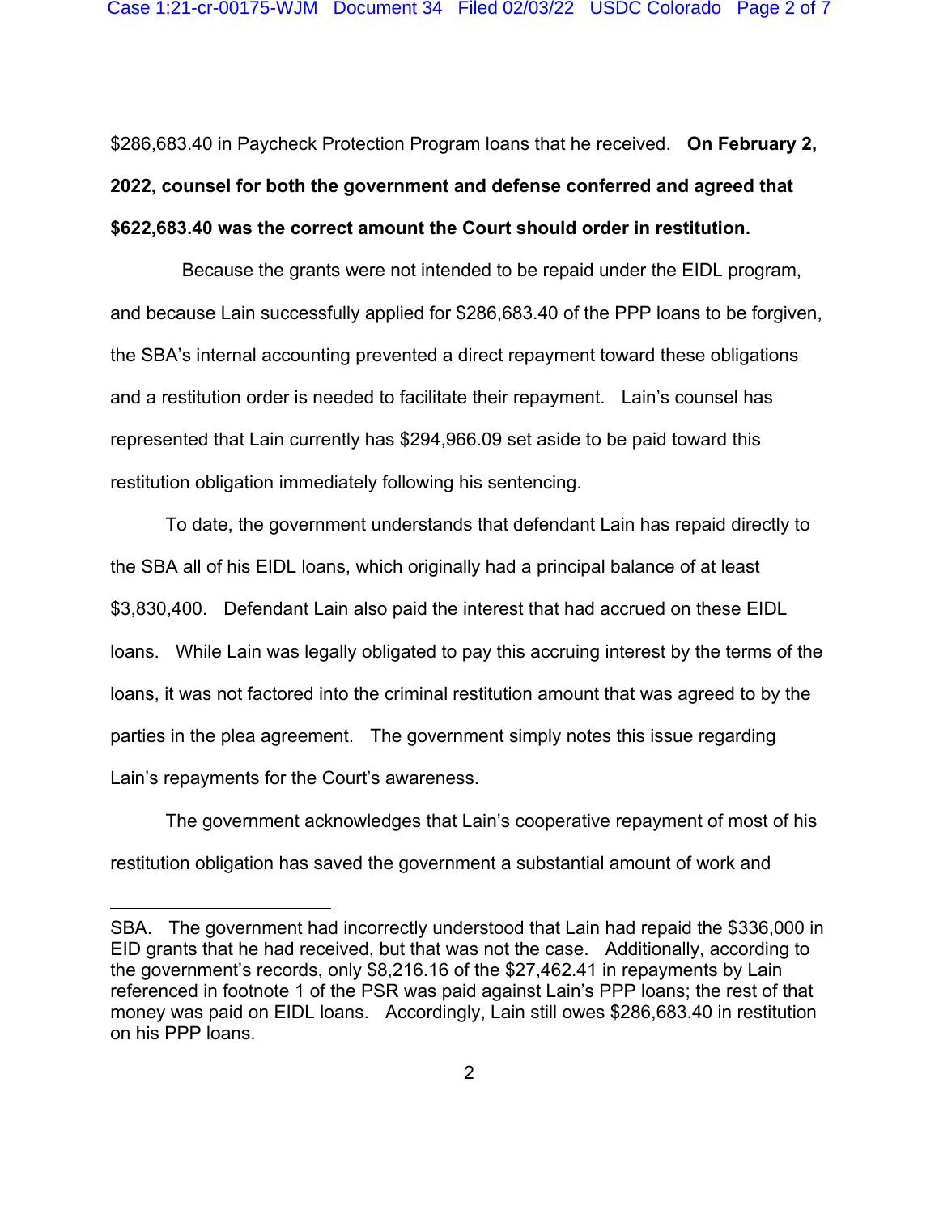$286,683.40 in Paycheck Protection Program loans that he received. **On February 2, 2022, counsel for both the government and defense conferred and agreed that $622,683.40 was the correct amount the Court should order in restitution.**

Because the grants were not intended to be repaid under the EIDL program, and because Lain successfully applied for $286,683.40 of the PPP loans to be forgiven, the SBA's internal accounting prevented a direct repayment toward these obligations and a restitution order is needed to facilitate their repayment. Lain's counsel has represented that Lain currently has $294,966.09 set aside to be paid toward this restitution obligation immediately following his sentencing.

To date, the government understands that defendant Lain has repaid directly to the SBA all of his EIDL loans, which originally had a principal balance of at least $3,830,400. Defendant Lain also paid the interest that had accrued on these EIDL loans. While Lain was legally obligated to pay this accruing interest by the terms of the loans, it was not factored into the criminal restitution amount that was agreed to by the parties in the plea agreement. The government simply notes this issue regarding Lain's repayments for the Court's awareness.

The government acknowledges that Lain's cooperative repayment of most of his restitution obligation has saved the government a substantial amount of work and

---

SBA. The government had incorrectly understood that Lain had repaid the $336,000 in EID grants that he had received, but that was not the case. Additionally, according to the government's records, only $8,216.16 of the $27,462.41 in repayments by Lain referenced in footnote 1 of the PSR was paid against Lain's PPP loans; the rest of that money was paid on EIDL loans. Accordingly, Lain still owes $286,683.40 in restitution on his PPP loans.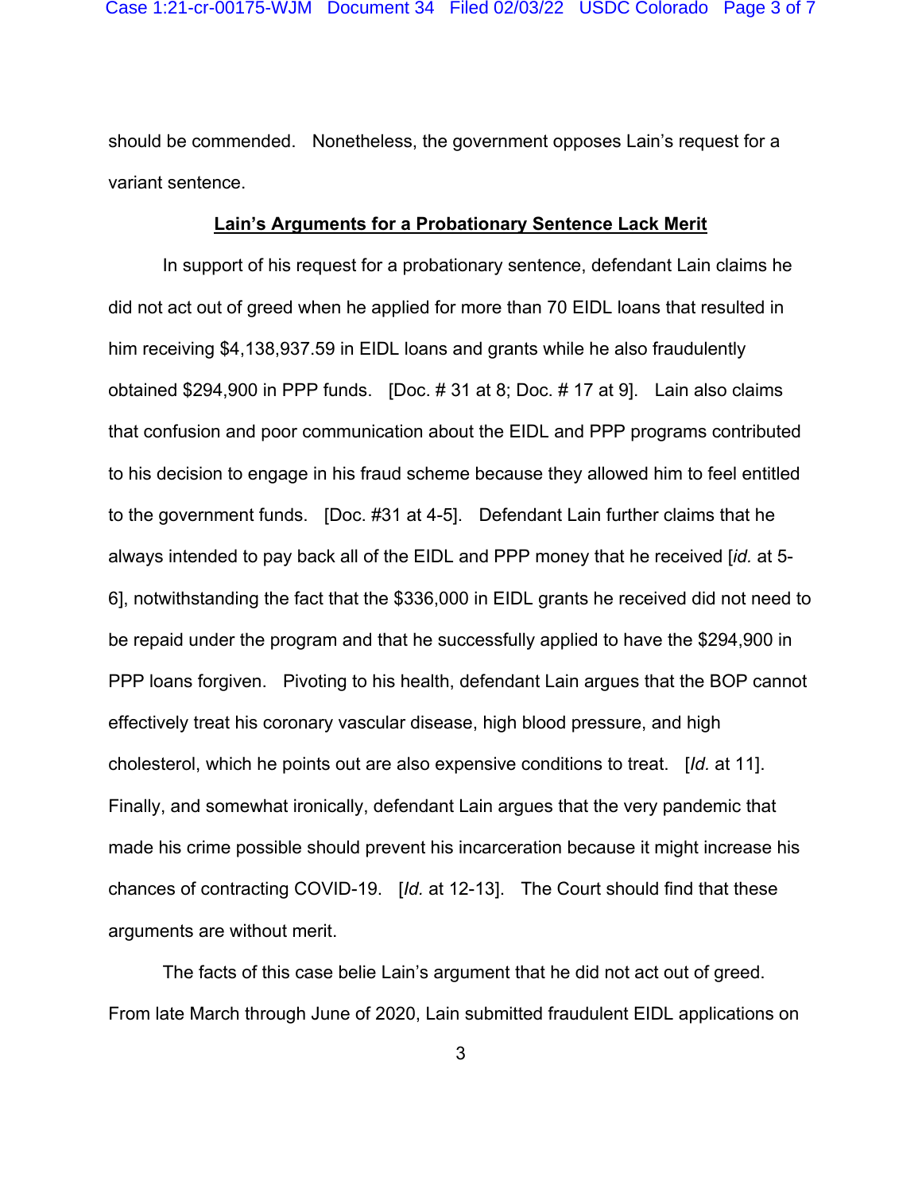should be commended. Nonetheless, the government opposes Lain's request for a variant sentence.

**Lain's Arguments for a Probationary Sentence Lack Merit**

In support of his request for a probationary sentence, defendant Lain claims he did not act out of greed when he applied for more than 70 EIDL loans that resulted in him receiving $4,138,937.59 in EIDL loans and grants while he also fraudulently obtained $294,900 in PPP funds. [Doc. # 31 at 8; Doc. # 17 at 9]. Lain also claims that confusion and poor communication about the EIDL and PPP programs contributed to his decision to engage in his fraud scheme because they allowed him to feel entitled to the government funds. [Doc. #31 at 4-5]. Defendant Lain further claims that he always intended to pay back all of the EIDL and PPP money that he received [*id.* at 5-6], notwithstanding the fact that the $336,000 in EIDL grants he received did not need to be repaid under the program and that he successfully applied to have the $294,900 in PPP loans forgiven. Pivoting to his health, defendant Lain argues that the BOP cannot effectively treat his coronary vascular disease, high blood pressure, and high cholesterol, which he points out are also expensive conditions to treat. [*Id.* at 11]. Finally, and somewhat ironically, defendant Lain argues that the very pandemic that made his crime possible should prevent his incarceration because it might increase his chances of contracting COVID-19. [*Id.* at 12-13]. The Court should find that these arguments are without merit.

The facts of this case belie Lain's argument that he did not act out of greed. From late March through June of 2020, Lain submitted fraudulent EIDL applications on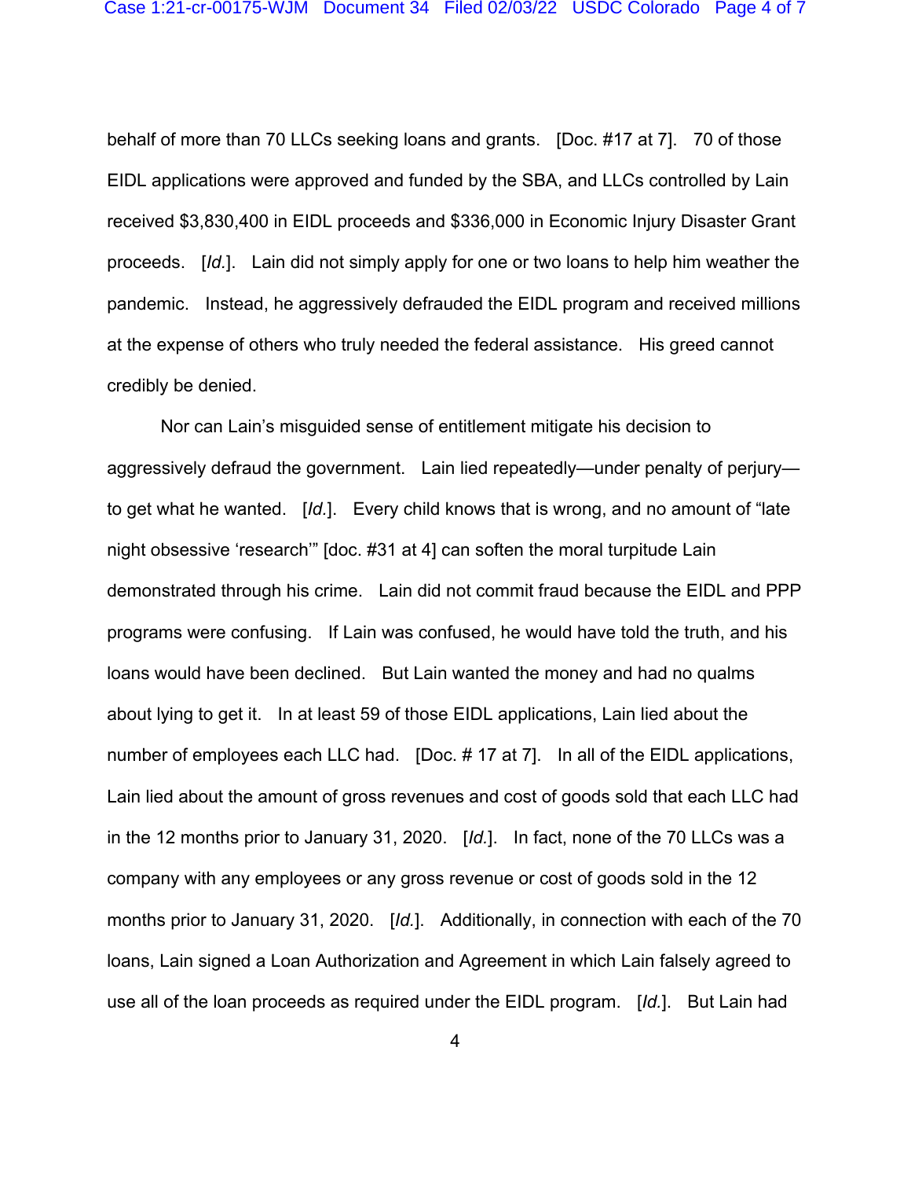behalf of more than 70 LLCs seeking loans and grants. [Doc. #17 at 7]. 70 of those EIDL applications were approved and funded by the SBA, and LLCs controlled by Lain received $3,830,400 in EIDL proceeds and $336,000 in Economic Injury Disaster Grant proceeds. [*Id.*]. Lain did not simply apply for one or two loans to help him weather the pandemic. Instead, he aggressively defrauded the EIDL program and received millions at the expense of others who truly needed the federal assistance. His greed cannot credibly be denied.

Nor can Lain's misguided sense of entitlement mitigate his decision to aggressively defraud the government. Lain lied repeatedly—under penalty of perjury—to get what he wanted. [*Id.*]. Every child knows that is wrong, and no amount of "late night obsessive 'research'" [doc. #31 at 4] can soften the moral turpitude Lain demonstrated through his crime. Lain did not commit fraud because the EIDL and PPP programs were confusing. If Lain was confused, he would have told the truth, and his loans would have been declined. But Lain wanted the money and had no qualms about lying to get it. In at least 59 of those EIDL applications, Lain lied about the number of employees each LLC had. [Doc. # 17 at 7]. In all of the EIDL applications, Lain lied about the amount of gross revenues and cost of goods sold that each LLC had in the 12 months prior to January 31, 2020. [*Id.*]. In fact, none of the 70 LLCs was a company with any employees or any gross revenue or cost of goods sold in the 12 months prior to January 31, 2020. [*Id.*]. Additionally, in connection with each of the 70 loans, Lain signed a Loan Authorization and Agreement in which Lain falsely agreed to use all of the loan proceeds as required under the EIDL program. [*Id.*]. But Lain had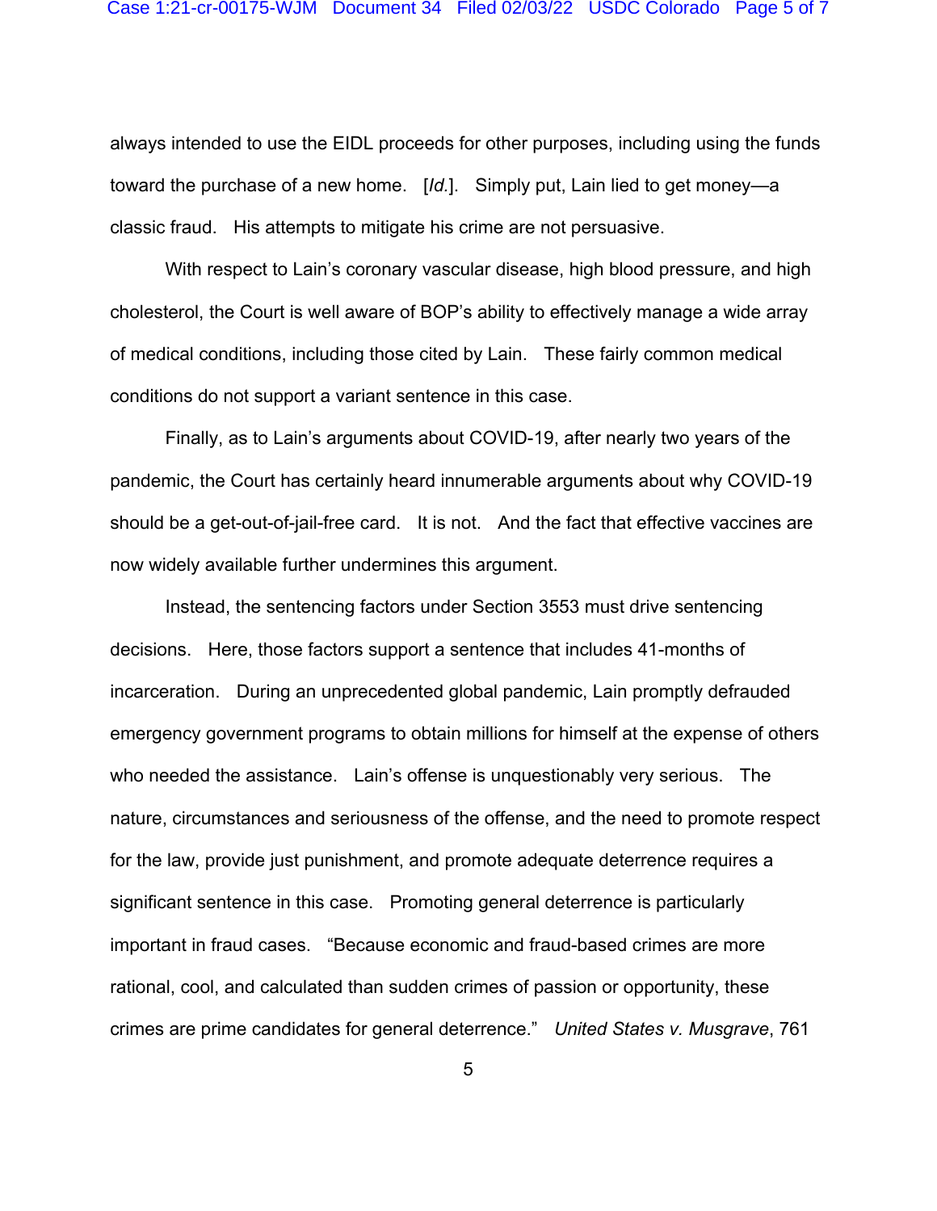always intended to use the EIDL proceeds for other purposes, including using the funds toward the purchase of a new home. [*Id.*]. Simply put, Lain lied to get money—a classic fraud. His attempts to mitigate his crime are not persuasive.

With respect to Lain's coronary vascular disease, high blood pressure, and high cholesterol, the Court is well aware of BOP's ability to effectively manage a wide array of medical conditions, including those cited by Lain. These fairly common medical conditions do not support a variant sentence in this case.

Finally, as to Lain's arguments about COVID-19, after nearly two years of the pandemic, the Court has certainly heard innumerable arguments about why COVID-19 should be a get-out-of-jail-free card. It is not. And the fact that effective vaccines are now widely available further undermines this argument.

Instead, the sentencing factors under Section 3553 must drive sentencing decisions. Here, those factors support a sentence that includes 41-months of incarceration. During an unprecedented global pandemic, Lain promptly defrauded emergency government programs to obtain millions for himself at the expense of others who needed the assistance. Lain's offense is unquestionably very serious. The nature, circumstances and seriousness of the offense, and the need to promote respect for the law, provide just punishment, and promote adequate deterrence requires a significant sentence in this case. Promoting general deterrence is particularly important in fraud cases. "Because economic and fraud-based crimes are more rational, cool, and calculated than sudden crimes of passion or opportunity, these crimes are prime candidates for general deterrence." *United States v. Musgrave*, 761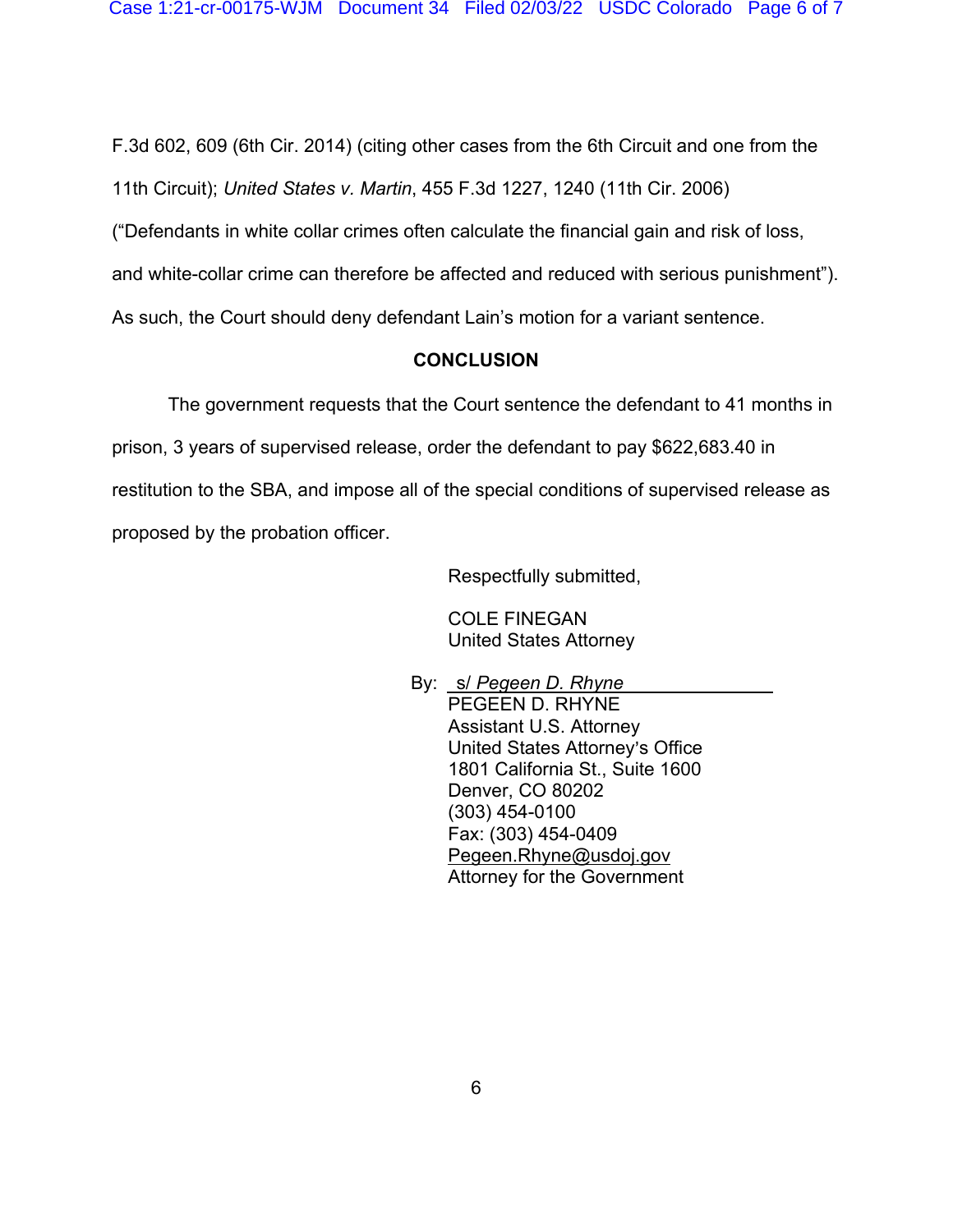F.3d 602, 609 (6th Cir. 2014) (citing other cases from the 6th Circuit and one from the 11th Circuit); *United States v. Martin*, 455 F.3d 1227, 1240 (11th Cir. 2006) ("Defendants in white collar crimes often calculate the financial gain and risk of loss, and white-collar crime can therefore be affected and reduced with serious punishment"). As such, the Court should deny defendant Lain's motion for a variant sentence.

**CONCLUSION**

The government requests that the Court sentence the defendant to 41 months in prison, 3 years of supervised release, order the defendant to pay $622,683.40 in restitution to the SBA, and impose all of the special conditions of supervised release as proposed by the probation officer.

Respectfully submitted,

COLE FINEGAN
United States Attorney

By: s/ *Pegeen D. Rhyne*
PEGEEN D. RHYNE
Assistant U.S. Attorney
United States Attorney's Office
1801 California St., Suite 1600
Denver, CO 80202
(303) 454-0100
Fax: (303) 454-0409
Pegeen.Rhyne@usdoj.gov
Attorney for the Government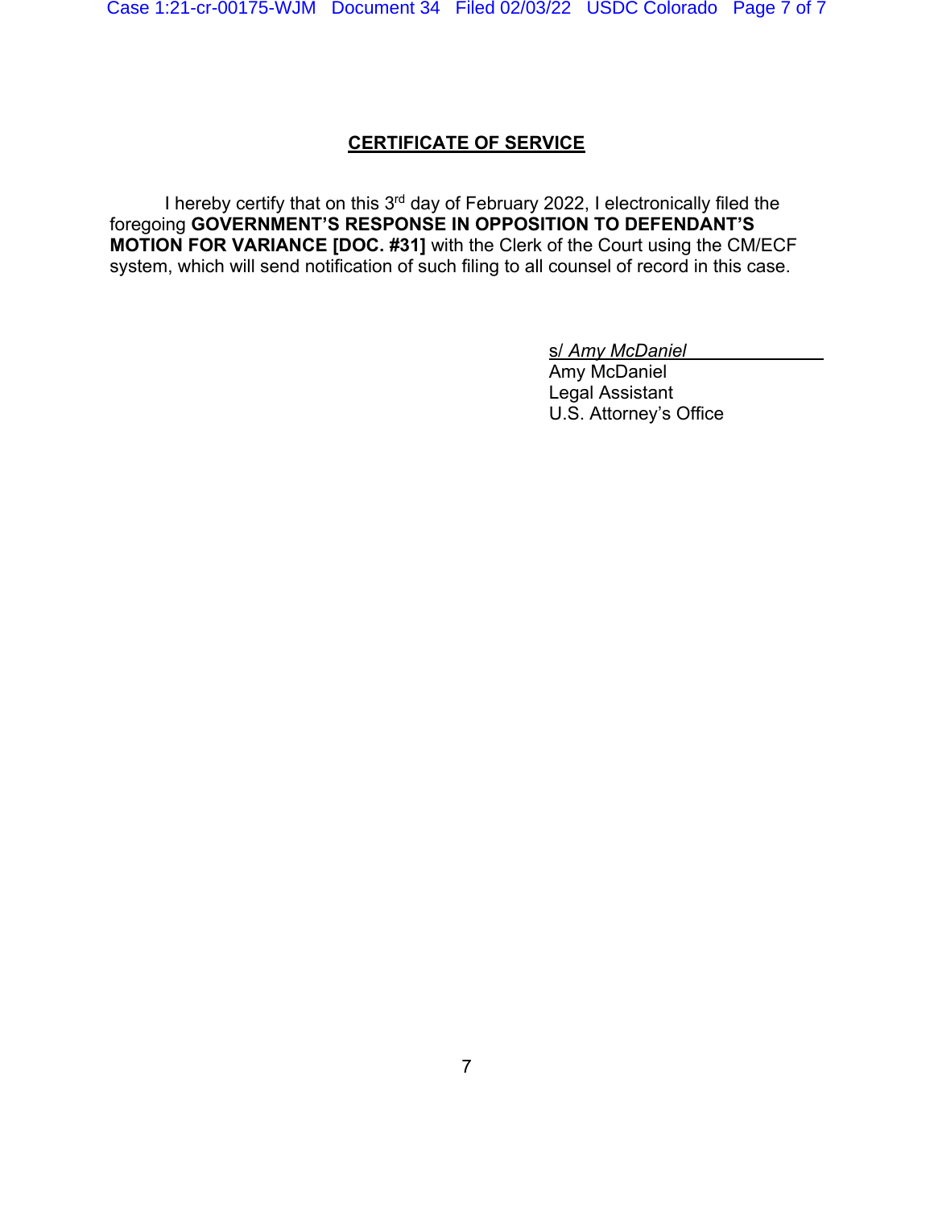**CERTIFICATE OF SERVICE**

I hereby certify that on this 3rd day of February 2022, I electronically filed the foregoing **GOVERNMENT'S RESPONSE IN OPPOSITION TO DEFENDANT'S MOTION FOR VARIANCE [DOC. #31]** with the Clerk of the Court using the CM/ECF system, which will send notification of such filing to all counsel of record in this case.

s/ *Amy McDaniel*
Amy McDaniel
Legal Assistant
U.S. Attorney's Office